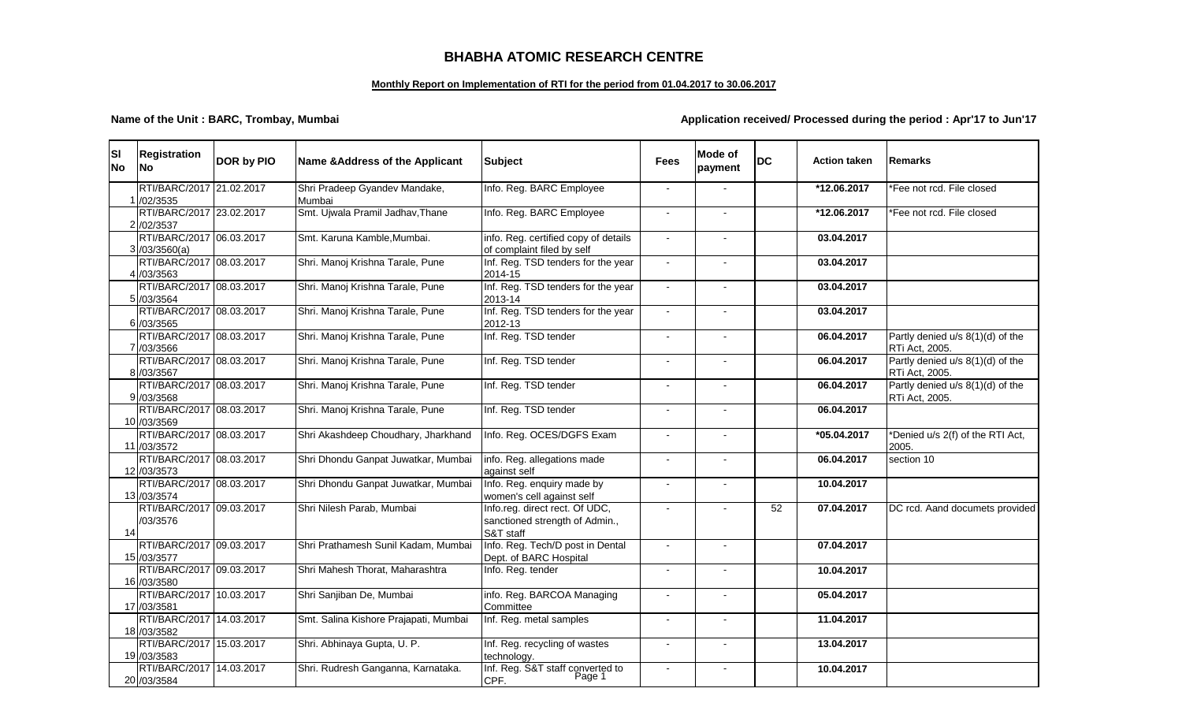# BHABHA ATOMIC RESEARCH CENTRE

**Monthly Report on Implementation of RTI for the period from 01.04.2017 to 30.06.2017**

**Name of the Unit : BARC, Trombay, Mumbai** **Application received/ Processed during the period : Apr'17 to Jun'17**

| Sl No | Registration No | DOR by PIO | Name &Address of the Applicant | Subject | Fees | Mode of payment | DC | Action taken | Remarks |
|---|---|---|---|---|---|---|---|---|---|
| 1 | RTI/BARC/2017/02/3535 | 21.02.2017 | Shri Pradeep Gyandev Mandake, Mumbai | Info. Reg. BARC Employee | - | - | | **\*12.06.2017** | \*Fee not rcd. File closed |
| 2 | RTI/BARC/2017/02/3537 | 23.02.2017 | Smt. Ujwala Pramil Jadhav,Thane | Info. Reg. BARC Employee | - | - | | **\*12.06.2017** | \*Fee not rcd. File closed |
| 3 | RTI/BARC/2017/03/3560(a) | 06.03.2017 | Smt. Karuna Kamble,Mumbai. | info. Reg. certified copy of details of complaint filed by self | - | - | | **03.04.2017** | |
| 4 | RTI/BARC/2017/03/3563 | 08.03.2017 | Shri. Manoj Krishna Tarale, Pune | Inf. Reg. TSD tenders for the year 2014-15 | - | - | | **03.04.2017** | |
| 5 | RTI/BARC/2017/03/3564 | 08.03.2017 | Shri. Manoj Krishna Tarale, Pune | Inf. Reg. TSD tenders for the year 2013-14 | - | - | | **03.04.2017** | |
| 6 | RTI/BARC/2017/03/3565 | 08.03.2017 | Shri. Manoj Krishna Tarale, Pune | Inf. Reg. TSD tenders for the year 2012-13 | - | - | | **03.04.2017** | |
| 7 | RTI/BARC/2017/03/3566 | 08.03.2017 | Shri. Manoj Krishna Tarale, Pune | Inf. Reg. TSD tender | - | - | | **06.04.2017** | Partly denied u/s 8(1)(d) of the RTi Act, 2005. |
| 8 | RTI/BARC/2017/03/3567 | 08.03.2017 | Shri. Manoj Krishna Tarale, Pune | Inf. Reg. TSD tender | - | - | | **06.04.2017** | Partly denied u/s 8(1)(d) of the RTi Act, 2005. |
| 9 | RTI/BARC/2017/03/3568 | 08.03.2017 | Shri. Manoj Krishna Tarale, Pune | Inf. Reg. TSD tender | - | - | | **06.04.2017** | Partly denied u/s 8(1)(d) of the RTi Act, 2005. |
| 10 | RTI/BARC/2017/03/3569 | 08.03.2017 | Shri. Manoj Krishna Tarale, Pune | Inf. Reg. TSD tender | - | - | | **06.04.2017** | |
| 11 | RTI/BARC/2017/03/3572 | 08.03.2017 | Shri Akashdeep Choudhary, Jharkhand | Info. Reg. OCES/DGFS Exam | - | - | | **\*05.04.2017** | \*Denied u/s 2(f) of the RTI Act, 2005. |
| 12 | RTI/BARC/2017/03/3573 | 08.03.2017 | Shri Dhondu Ganpat Juwatkar, Mumbai | info. Reg. allegations made against self | - | - | | **06.04.2017** | section 10 |
| 13 | RTI/BARC/2017/03/3574 | 08.03.2017 | Shri Dhondu Ganpat Juwatkar, Mumbai | Info. Reg. enquiry made by women's cell against self | - | - | | **10.04.2017** | |
| 14 | RTI/BARC/2017/03/3576 | 09.03.2017 | Shri Nilesh Parab, Mumbai | Info.reg. direct rect. Of UDC, sanctioned strength of Admin., S&T staff | - | - | 52 | **07.04.2017** | DC rcd. Aand documets provided |
| 15 | RTI/BARC/2017/03/3577 | 09.03.2017 | Shri Prathamesh Sunil Kadam, Mumbai | Info. Reg. Tech/D post in Dental Dept. of BARC Hospital | - | - | | **07.04.2017** | |
| 16 | RTI/BARC/2017/03/3580 | 09.03.2017 | Shri Mahesh Thorat, Maharashtra | Info. Reg. tender | - | - | | **10.04.2017** | |
| 17 | RTI/BARC/2017/03/3581 | 10.03.2017 | Shri Sanjiban De, Mumbai | info. Reg. BARCOA Managing Committee | - | - | | **05.04.2017** | |
| 18 | RTI/BARC/2017/03/3582 | 14.03.2017 | Smt. Salina Kishore Prajapati, Mumbai | Inf. Reg. metal samples | - | - | | **11.04.2017** | |
| 19 | RTI/BARC/2017/03/3583 | 15.03.2017 | Shri. Abhinaya Gupta, U. P. | Inf. Reg. recycling of wastes technology. | - | - | | **13.04.2017** | |
| 20 | RTI/BARC/2017/03/3584 | 14.03.2017 | Shri. Rudresh Ganganna, Karnataka. | Inf. Reg. S&T staff converted to CPF. | - | - | | **10.04.2017** | |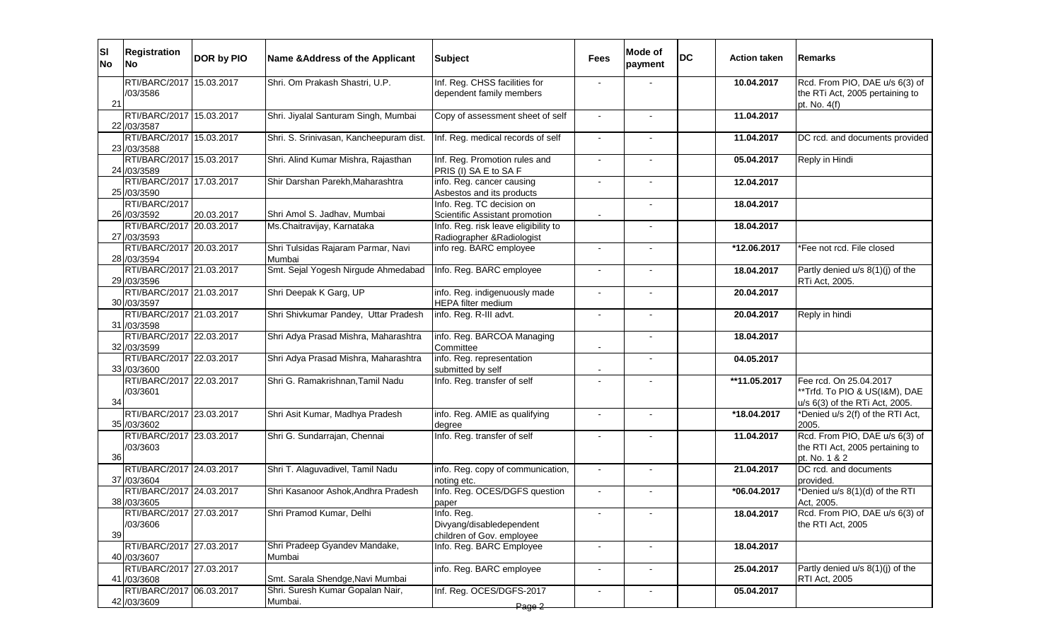| Sl No | Registration No | DOR by PIO | Name &Address of the Applicant | Subject | Fees | Mode of payment | DC | Action taken | Remarks |
|---|---|---|---|---|---|---|---|---|---|
| 21 | RTI/BARC/2017 /03586 | 15.03.2017 | Shri. Om Prakash Shastri, U.P. | Inf. Reg. CHSS facilities for dependent family members | - | - | | 10.04.2017 | Rcd. From PIO, DAE u/s 6(3) of the RTi Act, 2005 pertaining to pt. No. 4(f) |
| 22 | RTI/BARC/2017 /03587 | 15.03.2017 | Shri. Jiyalal Santuram Singh, Mumbai | Copy of assessment sheet of self | - | - | | 11.04.2017 | |
| 23 | RTI/BARC/2017 /03588 | 15.03.2017 | Shri. S. Srinivasan, Kancheepuram dist. | Inf. Reg. medical records of self | - | - | | 11.04.2017 | DC rcd. and documents provided |
| 24 | RTI/BARC/2017 /03589 | 15.03.2017 | Shri. Alind Kumar Mishra, Rajasthan | Inf. Reg. Promotion rules and PRIS (I) SA E to SA F | - | - | | 05.04.2017 | Reply in Hindi |
| 25 | RTI/BARC/2017 /03590 | 17.03.2017 | Shir Darshan Parekh,Maharashtra | info. Reg. cancer causing Asbestos and its products | - | - | | 12.04.2017 | |
| 26 | RTI/BARC/2017 /03592 | 20.03.2017 | Shri Amol S. Jadhav, Mumbai | Info. Reg. TC decision on Scientific Assistant promotion | - | - | | 18.04.2017 | |
| 27 | RTI/BARC/2017 /03593 | 20.03.2017 | Ms.Chaitravijay, Karnataka | Info. Reg. risk leave eligibility to Radiographer &Radiologist | | - | | 18.04.2017 | |
| 28 | RTI/BARC/2017 /03594 | 20.03.2017 | Shri Tulsidas Rajaram Parmar, Navi Mumbai | info reg. BARC employee | - | - | | *12.06.2017 | *Fee not rcd. File closed |
| 29 | RTI/BARC/2017 /03596 | 21.03.2017 | Smt. Sejal Yogesh Nirgude Ahmedabad | Info. Reg. BARC employee | - | - | | 18.04.2017 | Partly denied u/s 8(1)(j) of the RTi Act, 2005. |
| 30 | RTI/BARC/2017 /03597 | 21.03.2017 | Shri Deepak K Garg, UP | info. Reg. indigenuously made HEPA filter medium | - | - | | 20.04.2017 | |
| 31 | RTI/BARC/2017 /03598 | 21.03.2017 | Shri Shivkumar Pandey, Uttar Pradesh | info. Reg. R-III advt. | - | - | | 20.04.2017 | Reply in hindi |
| 32 | RTI/BARC/2017 /03599 | 22.03.2017 | Shri Adya Prasad Mishra, Maharashtra | info. Reg. BARCOA Managing Committee | - | - | | 18.04.2017 | |
| 33 | RTI/BARC/2017 /03600 | 22.03.2017 | Shri Adya Prasad Mishra, Maharashtra | info. Reg. representation submitted by self | - | - | | 04.05.2017 | |
| 34 | RTI/BARC/2017 /03601 | 22.03.2017 | Shri G. Ramakrishnan,Tamil Nadu | Info. Reg. transfer of self | - | - | | **11.05.2017 | Fee rcd. On 25.04.2017 **Trfd. To PIO & US(I&M), DAE u/s 6(3) of the RTi Act, 2005. |
| 35 | RTI/BARC/2017 /03602 | 23.03.2017 | Shri Asit Kumar, Madhya Pradesh | info. Reg. AMIE as qualifying degree | - | - | | *18.04.2017 | *Denied u/s 2(f) of the RTI Act, 2005. |
| 36 | RTI/BARC/2017 /03603 | 23.03.2017 | Shri G. Sundarrajan, Chennai | Info. Reg. transfer of self | - | - | | 11.04.2017 | Rcd. From PIO, DAE u/s 6(3) of the RTI Act, 2005 pertaining to pt. No. 1 & 2 |
| 37 | RTI/BARC/2017 /03604 | 24.03.2017 | Shri T. Alaguvadivel, Tamil Nadu | info. Reg. copy of communication, noting etc. | - | - | | 21.04.2017 | DC rcd. and documents provided. |
| 38 | RTI/BARC/2017 /03605 | 24.03.2017 | Shri Kasanoor Ashok,Andhra Pradesh | Info. Reg. OCES/DGFS question paper | - | - | | *06.04.2017 | *Denied u/s 8(1)(d) of the RTI Act, 2005. |
| 39 | RTI/BARC/2017 /03606 | 27.03.2017 | Shri Pramod Kumar, Delhi | Info. Reg. Divyang/disabledependent children of Gov. employee | - | - | | 18.04.2017 | Rcd. From PIO, DAE u/s 6(3) of the RTI Act, 2005 |
| 40 | RTI/BARC/2017 /03607 | 27.03.2017 | Shri Pradeep Gyandev Mandake, Mumbai | Info. Reg. BARC Employee | - | - | | 18.04.2017 | |
| 41 | RTI/BARC/2017 /03608 | 27.03.2017 | Smt. Sarala Shendge,Navi Mumbai | info. Reg. BARC employee | - | - | | 25.04.2017 | Partly denied u/s 8(1)(j) of the RTI Act, 2005 |
| 42 | RTI/BARC/2017 /03609 | 06.03.2017 | Shri. Suresh Kumar Gopalan Nair, Mumbai. | Inf. Reg. OCES/DGFS-2017 | - | - | | 05.04.2017 | |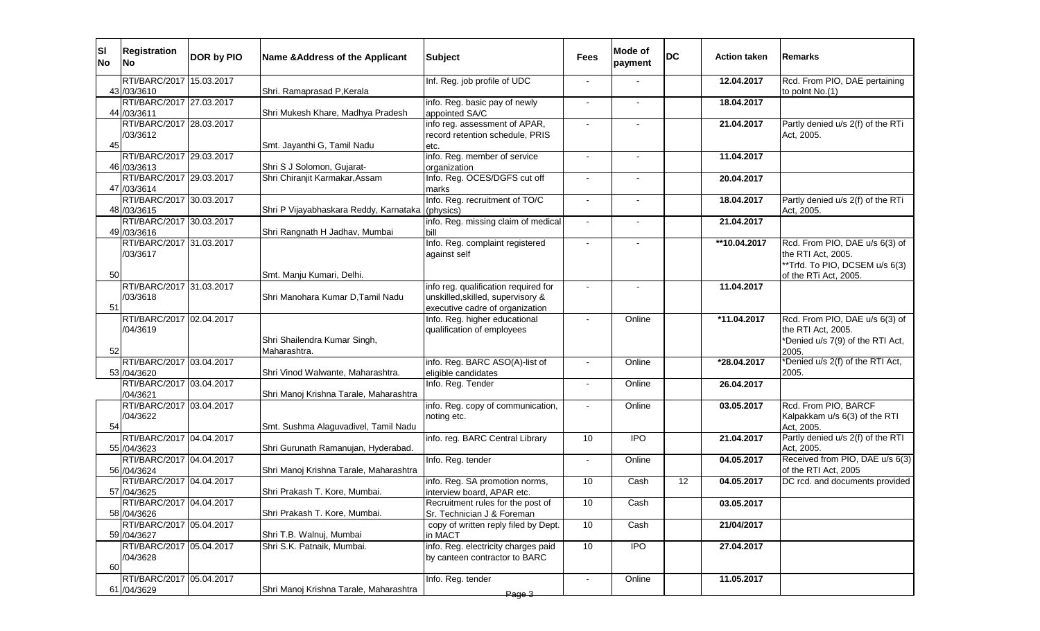| Sl No | Registration No | DOR by PIO | Name &Address of the Applicant | Subject | Fees | Mode of payment | DC | Action taken | Remarks |
|---|---|---|---|---|---|---|---|---|---|
| 43 | RTI/BARC/2017/03/3610 | 15.03.2017 | Shri. Ramaprasad P,Kerala | Inf. Reg. job profile of UDC | - | - | | 12.04.2017 | Rcd. From PIO, DAE pertaining to poInt No.(1) |
| 44 | RTI/BARC/2017/03/3611 | 27.03.2017 | Shri Mukesh Khare, Madhya Pradesh | info. Reg. basic pay of newly appointed SA/C | - | - | | 18.04.2017 | |
| 45 | RTI/BARC/2017/03/3612 | 28.03.2017 | Smt. Jayanthi G, Tamil Nadu | info reg. assessment of APAR, record retention schedule, PRIS etc. | - | - | | 21.04.2017 | Partly denied u/s 2(f) of the RTi Act, 2005. |
| 46 | RTI/BARC/2017/03/3613 | 29.03.2017 | Shri S J Solomon, Gujarat- | info. Reg. member of service organization | - | - | | 11.04.2017 | |
| 47 | RTI/BARC/2017/03/3614 | 29.03.2017 | Shri Chiranjit Karmakar,Assam | Info. Reg. OCES/DGFS cut off marks | - | - | | 20.04.2017 | |
| 48 | RTI/BARC/2017/03/3615 | 30.03.2017 | Shri P Vijayabhaskara Reddy, Karnataka | Info. Reg. recruitment of TO/C (physics) | - | - | | 18.04.2017 | Partly denied u/s 2(f) of the RTi Act, 2005. |
| 49 | RTI/BARC/2017/03/3616 | 30.03.2017 | Shri Rangnath H Jadhav, Mumbai | info. Reg. missing claim of medical bill | - | - | | 21.04.2017 | |
| 50 | RTI/BARC/2017/03/3617 | 31.03.2017 | Smt. Manju Kumari, Delhi. | Info. Reg. complaint registered against self | - | - | | **10.04.2017 | Rcd. From PIO, DAE u/s 6(3) of the RTI Act, 2005. **Trfd. To PIO, DCSEM u/s 6(3) of the RTi Act, 2005. |
| 51 | RTI/BARC/2017/03/3618 | 31.03.2017 | Shri Manohara Kumar D,Tamil Nadu | info reg. qualification required for unskilled,skilled, supervisory & executive cadre of organization | - | - | | 11.04.2017 | |
| 52 | RTI/BARC/2017/04/3619 | 02.04.2017 | Shri Shailendra Kumar Singh, Maharashtra. | Info. Reg. higher educational qualification of employees | - | Online | | *11.04.2017 | Rcd. From PIO, DAE u/s 6(3) of the RTI Act, 2005. *Denied u/s 7(9) of the RTI Act, 2005. |
| 53 | RTI/BARC/2017/04/3620 | 03.04.2017 | Shri Vinod Walwante, Maharashtra. | info. Reg. BARC ASO(A)-list of eligible candidates | - | Online | | *28.04.2017 | *Denied u/s 2(f) of the RTI Act, 2005. |
| | RTI/BARC/2017/04/3621 | 03.04.2017 | Shri Manoj Krishna Tarale, Maharashtra | Info. Reg. Tender | - | Online | | 26.04.2017 | |
| 54 | RTI/BARC/2017/04/3622 | 03.04.2017 | Smt. Sushma Alaguvadivel, Tamil Nadu | info. Reg. copy of communication, noting etc. | - | Online | | 03.05.2017 | Rcd. From PIO, BARCF Kalpakkam u/s 6(3) of the RTI Act, 2005. |
| 55 | RTI/BARC/2017/04/3623 | 04.04.2017 | Shri Gurunath Ramanujan, Hyderabad. | info. reg. BARC Central Library | 10 | IPO | | 21.04.2017 | Partly denied u/s 2(f) of the RTI Act, 2005. |
| 56 | RTI/BARC/2017/04/3624 | 04.04.2017 | Shri Manoj Krishna Tarale, Maharashtra | Info. Reg. tender | - | Online | | 04.05.2017 | Received from PIO, DAE u/s 6(3) of the RTI Act, 2005 |
| 57 | RTI/BARC/2017/04/3625 | 04.04.2017 | Shri Prakash T. Kore, Mumbai. | info. Reg. SA promotion norms, interview board, APAR etc. | 10 | Cash | 12 | 04.05.2017 | DC rcd. and documents provided |
| 58 | RTI/BARC/2017/04/3626 | 04.04.2017 | Shri Prakash T. Kore, Mumbai. | Recruitment rules for the post of Sr. Technician J & Foreman | 10 | Cash | | 03.05.2017 | |
| 59 | RTI/BARC/2017/04/3627 | 05.04.2017 | Shri T.B. Walnuj, Mumbai | copy of written reply filed by Dept. in MACT | 10 | Cash | | 21/04/2017 | |
| 60 | RTI/BARC/2017/04/3628 | 05.04.2017 | Shri S.K. Patnaik, Mumbai. | info. Reg. electricity charges paid by canteen contractor to BARC | 10 | IPO | | 27.04.2017 | |
| 61 | RTI/BARC/2017/04/3629 | 05.04.2017 | Shri Manoj Krishna Tarale, Maharashtra | Info. Reg. tender | - | Online | | 11.05.2017 | |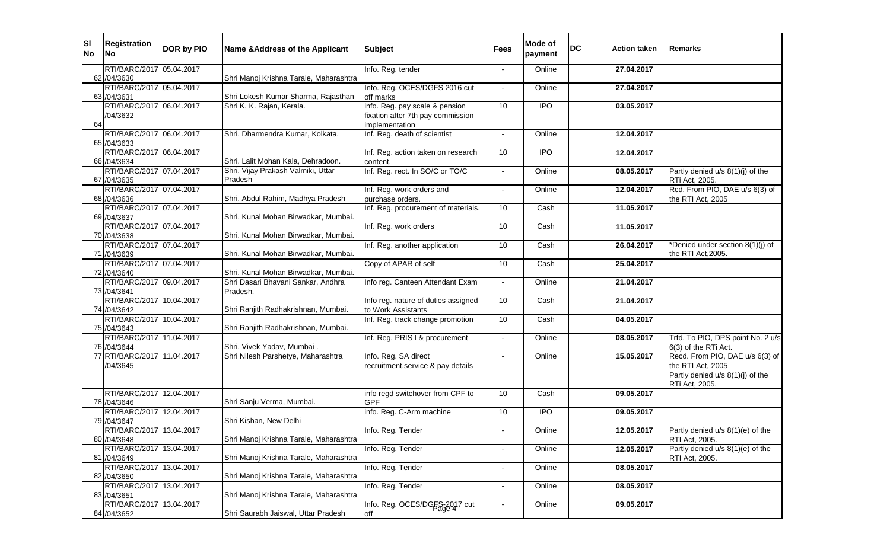| Sl No | Registration No | DOR by PIO | Name &Address of the Applicant | Subject | Fees | Mode of payment | DC | Action taken | Remarks |
|---|---|---|---|---|---|---|---|---|---|
| 62 | RTI/BARC/2017/04/3630 | 05.04.2017 | Shri Manoj Krishna Tarale, Maharashtra | Info. Reg. tender | - | Online | | 27.04.2017 | |
| 63 | RTI/BARC/2017/04/3631 | 05.04.2017 | Shri Lokesh Kumar Sharma, Rajasthan | Info. Reg. OCES/DGFS 2016 cut off marks | - | Online | | 27.04.2017 | |
| 64 | RTI/BARC/2017/04/3632 | 06.04.2017 | Shri K. K. Rajan, Kerala. | info. Reg. pay scale & pension fixation after 7th pay commission implementation | 10 | IPO | | 03.05.2017 | |
| 65 | RTI/BARC/2017/04/3633 | 06.04.2017 | Shri. Dharmendra Kumar, Kolkata. | Inf. Reg. death of scientist | - | Online | | 12.04.2017 | |
| 66 | RTI/BARC/2017/04/3634 | 06.04.2017 | Shri. Lalit Mohan Kala, Dehradoon. | Inf. Reg. action taken on research content. | 10 | IPO | | 12.04.2017 | |
| 67 | RTI/BARC/2017/04/3635 | 07.04.2017 | Shri. Vijay Prakash Valmiki, Uttar Pradesh | Inf. Reg. rect. In SO/C or TO/C | - | Online | | 08.05.2017 | Partly denied u/s 8(1)(j) of the RTi Act, 2005. |
| 68 | RTI/BARC/2017/04/3636 | 07.04.2017 | Shri. Abdul Rahim, Madhya Pradesh | Inf. Reg. work orders and purchase orders. | - | Online | | 12.04.2017 | Rcd. From PIO, DAE u/s 6(3) of the RTI Act, 2005 |
| 69 | RTI/BARC/2017/04/3637 | 07.04.2017 | Shri. Kunal Mohan Birwadkar, Mumbai. | Inf. Reg. procurement of materials. | 10 | Cash | | 11.05.2017 | |
| 70 | RTI/BARC/2017/04/3638 | 07.04.2017 | Shri. Kunal Mohan Birwadkar, Mumbai. | Inf. Reg. work orders | 10 | Cash | | 11.05.2017 | |
| 71 | RTI/BARC/2017/04/3639 | 07.04.2017 | Shri. Kunal Mohan Birwadkar, Mumbai. | Inf. Reg. another application | 10 | Cash | | 26.04.2017 | *Denied under section 8(1)(j) of the RTI Act,2005. |
| 72 | RTI/BARC/2017/04/3640 | 07.04.2017 | Shri. Kunal Mohan Birwadkar, Mumbai. | Copy of APAR of self | 10 | Cash | | 25.04.2017 | |
| 73 | RTI/BARC/2017/04/3641 | 09.04.2017 | Shri Dasari Bhavani Sankar, Andhra Pradesh. | Info reg. Canteen Attendant Exam | - | Online | | 21.04.2017 | |
| 74 | RTI/BARC/2017/04/3642 | 10.04.2017 | Shri Ranjith Radhakrishnan, Mumbai. | Info reg. nature of duties assigned to Work Assistants | 10 | Cash | | 21.04.2017 | |
| 75 | RTI/BARC/2017/04/3643 | 10.04.2017 | Shri Ranjith Radhakrishnan, Mumbai. | Inf. Reg. track change promotion | 10 | Cash | | 04.05.2017 | |
| 76 | RTI/BARC/2017/04/3644 | 11.04.2017 | Shri. Vivek Yadav, Mumbai . | Inf. Reg. PRIS I & procurement | - | Online | | 08.05.2017 | Trfd. To PIO, DPS point No. 2 u/s 6(3) of the RTi Act. |
| 77 | RTI/BARC/2017/04/3645 | 11.04.2017 | Shri Nilesh Parshetye, Maharashtra | Info. Reg. SA direct recruitment,service & pay details | - | Online | | 15.05.2017 | Recd. From PIO, DAE u/s 6(3) of the RTI Act, 2005 Partly denied u/s 8(1)(j) of the RTi Act, 2005. |
| 78 | RTI/BARC/2017/04/3646 | 12.04.2017 | Shri Sanju Verma, Mumbai. | info regd switchover from CPF to GPF | 10 | Cash | | 09.05.2017 | |
| 79 | RTI/BARC/2017/04/3647 | 12.04.2017 | Shri Kishan, New Delhi | info. Reg. C-Arm machine | 10 | IPO | | 09.05.2017 | |
| 80 | RTI/BARC/2017/04/3648 | 13.04.2017 | Shri Manoj Krishna Tarale, Maharashtra | Info. Reg. Tender | - | Online | | 12.05.2017 | Partly denied u/s 8(1)(e) of the RTI Act, 2005. |
| 81 | RTI/BARC/2017/04/3649 | 13.04.2017 | Shri Manoj Krishna Tarale, Maharashtra | Info. Reg. Tender | - | Online | | 12.05.2017 | Partly denied u/s 8(1)(e) of the RTI Act, 2005. |
| 82 | RTI/BARC/2017/04/3650 | 13.04.2017 | Shri Manoj Krishna Tarale, Maharashtra | Info. Reg. Tender | - | Online | | 08.05.2017 | |
| 83 | RTI/BARC/2017/04/3651 | 13.04.2017 | Shri Manoj Krishna Tarale, Maharashtra | Info. Reg. Tender | - | Online | | 08.05.2017 | |
| 84 | RTI/BARC/2017/04/3652 | 13.04.2017 | Shri Saurabh Jaiswal, Uttar Pradesh | Info. Reg. OCES/DGFS-2017 cut off | - | Online | | 09.05.2017 | |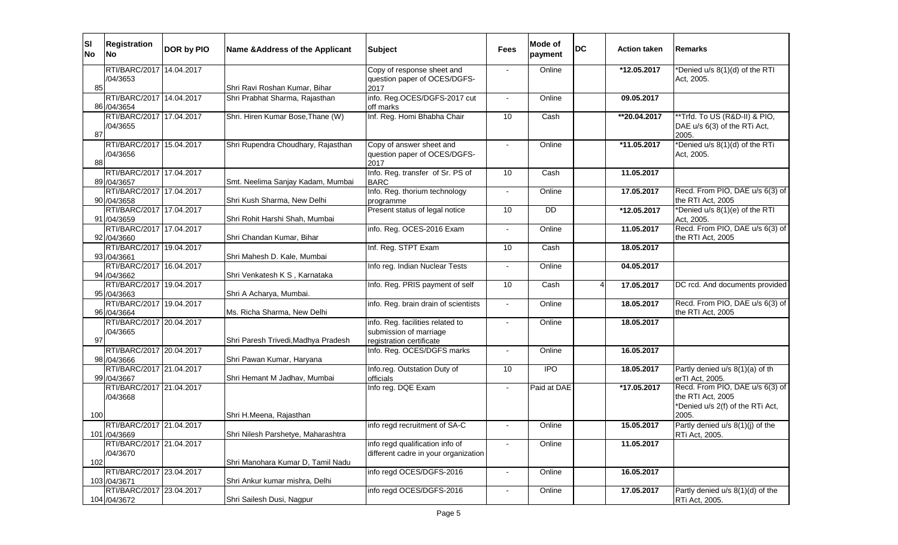| Sl No | Registration No | DOR by PIO | Name &Address of the Applicant | Subject | Fees | Mode of payment | DC | Action taken | Remarks |
|---|---|---|---|---|---|---|---|---|---|
| 85 | RTI/BARC/2017 /04/3653 | 14.04.2017 | Shri Ravi Roshan Kumar, Bihar | Copy of response sheet and question paper of OCES/DGFS-2017 | - | Online | | **\*12.05.2017** | *Denied u/s 8(1)(d) of the RTI Act, 2005. |
| 86 | RTI/BARC/2017 /04/3654 | 14.04.2017 | Shri Prabhat Sharma, Rajasthan | info. Reg.OCES/DGFS-2017 cut off marks | - | Online | | **09.05.2017** | |
| 87 | RTI/BARC/2017 /04/3655 | 17.04.2017 | Shri. Hiren Kumar Bose,Thane (W) | Inf. Reg. Homi Bhabha Chair | 10 | Cash | | **\*\*20.04.2017** | **Trfd. To US (R&D-II) & PIO, DAE u/s 6(3) of the RTi Act, 2005. |
| 88 | RTI/BARC/2017 /04/3656 | 15.04.2017 | Shri Rupendra Choudhary, Rajasthan | Copy of answer sheet and question paper of OCES/DGFS-2017 | - | Online | | **\*11.05.2017** | *Denied u/s 8(1)(d) of the RTi Act, 2005. |
| 89 | RTI/BARC/2017 /04/3657 | 17.04.2017 | Smt. Neelima Sanjay Kadam, Mumbai | Info. Reg. transfer of Sr. PS of BARC | 10 | Cash | | **11.05.2017** | |
| 90 | RTI/BARC/2017 /04/3658 | 17.04.2017 | Shri Kush Sharma, New Delhi | Info. Reg. thorium technology programme | - | Online | | **17.05.2017** | Recd. From PIO, DAE u/s 6(3) of the RTI Act, 2005 |
| 91 | RTI/BARC/2017 /04/3659 | 17.04.2017 | Shri Rohit Harshi Shah, Mumbai | Present status of legal notice | 10 | DD | | **\*12.05.2017** | *Denied u/s 8(1)(e) of the RTI Act, 2005. |
| 92 | RTI/BARC/2017 /04/3660 | 17.04.2017 | Shri Chandan Kumar, Bihar | info. Reg. OCES-2016 Exam | - | Online | | **11.05.2017** | Recd. From PIO, DAE u/s 6(3) of the RTI Act, 2005 |
| 93 | RTI/BARC/2017 /04/3661 | 19.04.2017 | Shri Mahesh D. Kale, Mumbai | Inf. Reg. STPT Exam | 10 | Cash | | **18.05.2017** | |
| 94 | RTI/BARC/2017 /04/3662 | 16.04.2017 | Shri Venkatesh K S , Karnataka | Info reg. Indian Nuclear Tests | - | Online | | **04.05.2017** | |
| 95 | RTI/BARC/2017 /04/3663 | 19.04.2017 | Shri A Acharya, Mumbai. | Info. Reg. PRIS payment of self | 10 | Cash | 4 | **17.05.2017** | DC rcd. And documents provided |
| 96 | RTI/BARC/2017 /04/3664 | 19.04.2017 | Ms. Richa Sharma, New Delhi | info. Reg. brain drain of scientists | - | Online | | **18.05.2017** | Recd. From PIO, DAE u/s 6(3) of the RTI Act, 2005 |
| 97 | RTI/BARC/2017 /04/3665 | 20.04.2017 | Shri Paresh Trivedi,Madhya Pradesh | info. Reg. facilities related to submission of marriage registration certificate | - | Online | | **18.05.2017** | |
| 98 | RTI/BARC/2017 /04/3666 | 20.04.2017 | Shri Pawan Kumar, Haryana | Info. Reg. OCES/DGFS marks | - | Online | | **16.05.2017** | |
| 99 | RTI/BARC/2017 /04/3667 | 21.04.2017 | Shri Hemant M Jadhav, Mumbai | Info.reg. Outstation Duty of officials | 10 | IPO | | **18.05.2017** | Partly denied u/s 8(1)(a) of th erTI Act, 2005. |
| 100 | RTI/BARC/2017 /04/3668 | 21.04.2017 | Shri H.Meena, Rajasthan | Info reg. DQE Exam | - | Paid at DAE | | **\*17.05.2017** | Recd. From PIO, DAE u/s 6(3) of the RTI Act, 2005 *Denied u/s 2(f) of the RTi Act, 2005. |
| 101 | RTI/BARC/2017 /04/3669 | 21.04.2017 | Shri Nilesh Parshetye, Maharashtra | info regd recruitment of SA-C | - | Online | | **15.05.2017** | Partly denied u/s 8(1)(j) of the RTi Act, 2005. |
| 102 | RTI/BARC/2017 /04/3670 | 21.04.2017 | Shri Manohara Kumar D, Tamil Nadu | info regd qualification info of different cadre in your organization | - | Online | | **11.05.2017** | |
| 103 | RTI/BARC/2017 /04/3671 | 23.04.2017 | Shri Ankur kumar mishra, Delhi | info regd OCES/DGFS-2016 | - | Online | | **16.05.2017** | |
| 104 | RTI/BARC/2017 /04/3672 | 23.04.2017 | Shri Sailesh Dusi, Nagpur | info regd OCES/DGFS-2016 | - | Online | | **17.05.2017** | Partly denied u/s 8(1)(d) of the RTi Act, 2005. |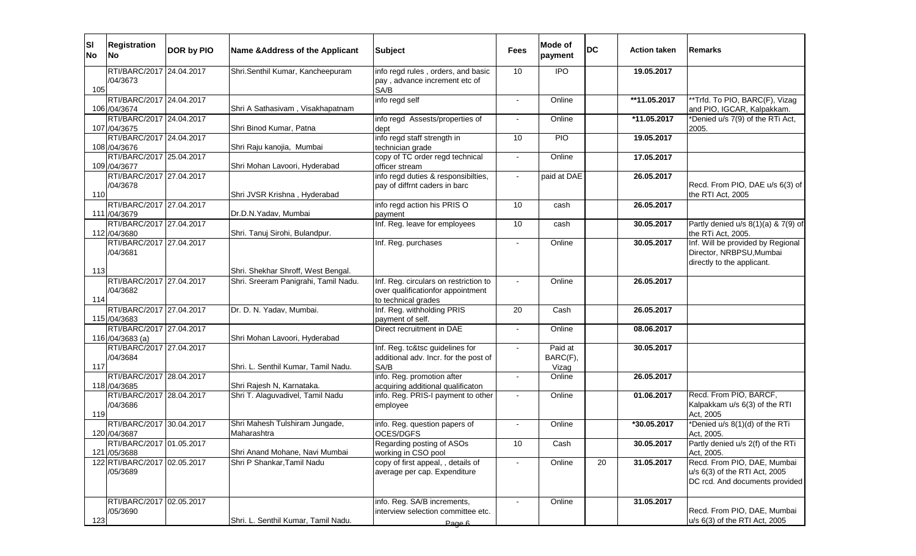| Sl No | Registration No | DOR by PIO | Name &Address of the Applicant | Subject | Fees | Mode of payment | DC | Action taken | Remarks |
|---|---|---|---|---|---|---|---|---|---|
| 105 | RTI/BARC/2017 /04/3673 | 24.04.2017 | Shri.Senthil Kumar, Kancheepuram | info regd rules , orders, and basic pay , advance increment etc of SA/B | 10 | IPO | | 19.05.2017 | |
| 106 | RTI/BARC/2017 /04/3674 | 24.04.2017 | Shri A Sathasivam , Visakhapatnam | info regd self | - | Online | | **11.05.2017 | **Trfd. To PIO, BARC(F), Vizag and PIO, IGCAR, Kalpakkam. |
| 107 | RTI/BARC/2017 /04/3675 | 24.04.2017 | Shri Binod Kumar, Patna | info regd Assests/properties of dept | - | Online | | *11.05.2017 | *Denied u/s 7(9) of the RTi Act, 2005. |
| 108 | RTI/BARC/2017 /04/3676 | 24.04.2017 | Shri Raju kanojia, Mumbai | info regd staff strength in technician grade | 10 | PIO | | 19.05.2017 | |
| 109 | RTI/BARC/2017 /04/3677 | 25.04.2017 | Shri Mohan Lavoori, Hyderabad | copy of TC order regd technical officer stream | - | Online | | 17.05.2017 | |
| 110 | RTI/BARC/2017 /04/3678 | 27.04.2017 | Shri JVSR Krishna , Hyderabad | info regd duties & responsibilties, pay of diffrnt caders in barc | - | paid at DAE | | 26.05.2017 | Recd. From PIO, DAE u/s 6(3) of the RTI Act, 2005 |
| 111 | RTI/BARC/2017 /04/3679 | 27.04.2017 | Dr.D.N.Yadav, Mumbai | info regd action his PRIS O payment | 10 | cash | | 26.05.2017 | |
| 112 | RTI/BARC/2017 /04/3680 | 27.04.2017 | Shri. Tanuj Sirohi, Bulandpur. | Inf. Reg. leave for employees | 10 | cash | | 30.05.2017 | Partly denied u/s 8(1)(a) & 7(9) of the RTi Act, 2005. |
| 113 | RTI/BARC/2017 /04/3681 | 27.04.2017 | Shri. Shekhar Shroff, West Bengal. | Inf. Reg. purchases | - | Online | | 30.05.2017 | Inf. Will be provided by Regional Director, NRBPSU,Mumbai directly to the applicant. |
| 114 | RTI/BARC/2017 /04/3682 | 27.04.2017 | Shri. Sreeram Panigrahi, Tamil Nadu. | Inf. Reg. circulars on restriction to over qualificationfor appointment to technical grades | - | Online | | 26.05.2017 | |
| 115 | RTI/BARC/2017 /04/3683 | 27.04.2017 | Dr. D. N. Yadav, Mumbai. | Inf. Reg. withholding PRIS payment of self. | 20 | Cash | | 26.05.2017 | |
| 116 | RTI/BARC/2017 /04/3683 (a) | 27.04.2017 | Shri Mohan Lavoori, Hyderabad | Direct recruitment in DAE | - | Online | | 08.06.2017 | |
| 117 | RTI/BARC/2017 /04/3684 | 27.04.2017 | Shri. L. Senthil Kumar, Tamil Nadu. | Inf. Reg. tc&tsc guidelines for additional adv. Incr. for the post of SA/B | - | Paid at BARC(F), Vizag | | 30.05.2017 | |
| 118 | RTI/BARC/2017 /04/3685 | 28.04.2017 | Shri Rajesh N, Karnataka. | info. Reg. promotion after acquiring additional qualificaton | - | Online | | 26.05.2017 | |
| 119 | RTI/BARC/2017 /04/3686 | 28.04.2017 | Shri T. Alaguvadivel, Tamil Nadu | info. Reg. PRIS-I payment to other employee | - | Online | | 01.06.2017 | Recd. From PIO, BARCF, Kalpakkam u/s 6(3) of the RTI Act, 2005 |
| 120 | RTI/BARC/2017 /04/3687 | 30.04.2017 | Shri Mahesh Tulshiram Jungade, Maharashtra | info. Reg. question papers of OCES/DGFS | - | Online | | *30.05.2017 | *Denied u/s 8(1)(d) of the RTi Act, 2005. |
| 121 | RTI/BARC/2017 /05/3688 | 01.05.2017 | Shri Anand Mohane, Navi Mumbai | Regarding posting of ASOs working in CSO pool | 10 | Cash | | 30.05.2017 | Partly denied u/s 2(f) of the RTi Act, 2005. |
| 122 | RTI/BARC/2017 /05/3689 | 02.05.2017 | Shri P Shankar,Tamil Nadu | copy of first appeal, , details of average per cap. Expenditure | - | Online | 20 | 31.05.2017 | Recd. From PIO, DAE, Mumbai u/s 6(3) of the RTI Act, 2005 DC rcd. And documents provided |
| 123 | RTI/BARC/2017 /05/3690 | 02.05.2017 | Shri. L. Senthil Kumar, Tamil Nadu. | info. Reg. SA/B increments, interview selection committee etc. | - | Online | | 31.05.2017 | Recd. From PIO, DAE, Mumbai u/s 6(3) of the RTI Act, 2005 |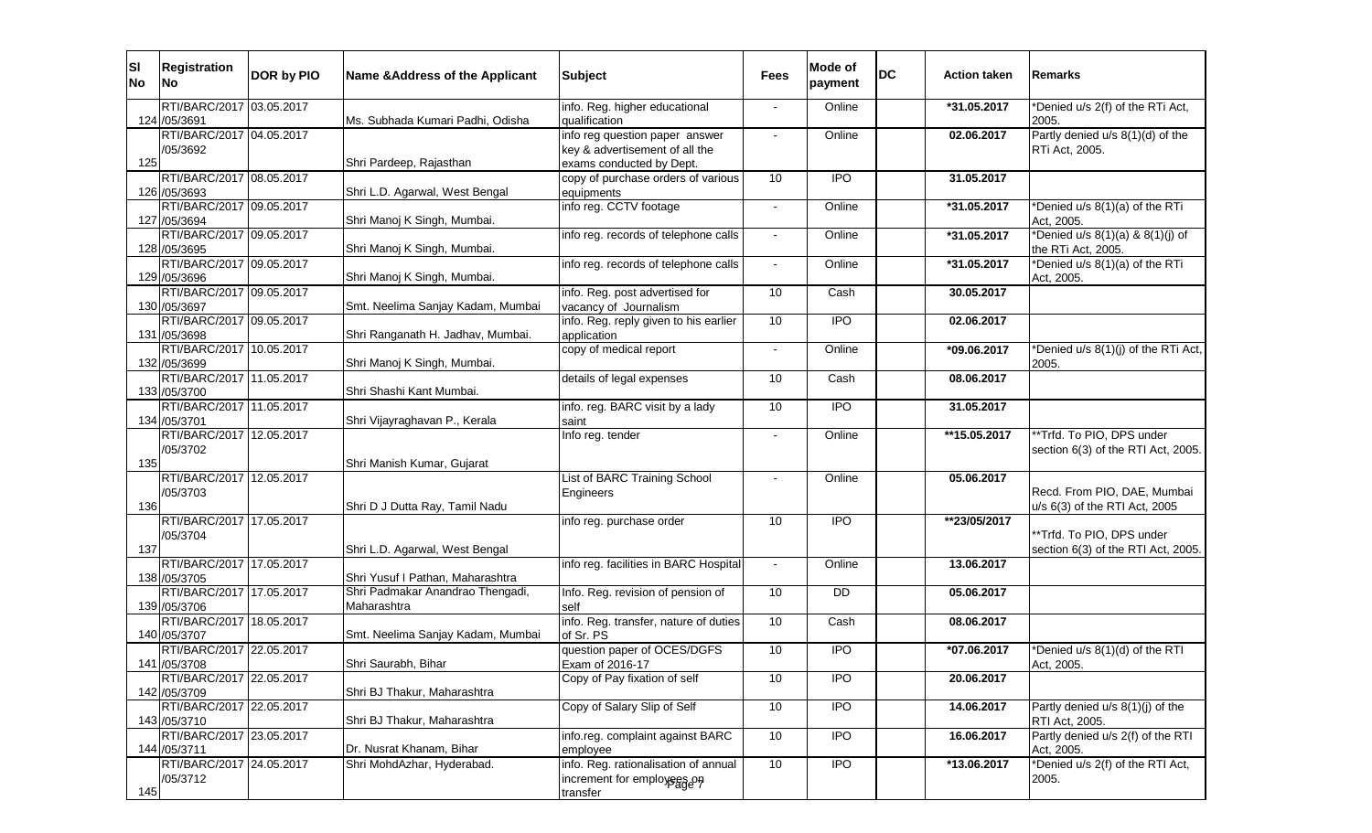| Sl No | Registration No | DOR by PIO | Name &Address of the Applicant | Subject | Fees | Mode of payment | DC | Action taken | Remarks |
|---|---|---|---|---|---|---|---|---|---|
| 124 | RTI/BARC/2017 /05/3691 | 03.05.2017 | Ms. Subhada Kumari Padhi, Odisha | info. Reg. higher educational qualification | - | Online | | *31.05.2017 | *Denied u/s 2(f) of the RTi Act, 2005. |
| 125 | RTI/BARC/2017 /05/3692 | 04.05.2017 | Shri Pardeep, Rajasthan | info reg question paper answer key & advertisement of all the exams conducted by Dept. | - | Online | | 02.06.2017 | Partly denied u/s 8(1)(d) of the RTi Act, 2005. |
| 126 | RTI/BARC/2017 /05/3693 | 08.05.2017 | Shri L.D. Agarwal, West Bengal | copy of purchase orders of various equipments | 10 | IPO | | 31.05.2017 | |
| 127 | RTI/BARC/2017 /05/3694 | 09.05.2017 | Shri Manoj K Singh, Mumbai. | info reg. CCTV footage | - | Online | | *31.05.2017 | *Denied u/s 8(1)(a) of the RTi Act, 2005. |
| 128 | RTI/BARC/2017 /05/3695 | 09.05.2017 | Shri Manoj K Singh, Mumbai. | info reg. records of telephone calls | - | Online | | *31.05.2017 | *Denied u/s 8(1)(a) & 8(1)(j) of the RTi Act, 2005. |
| 129 | RTI/BARC/2017 /05/3696 | 09.05.2017 | Shri Manoj K Singh, Mumbai. | info reg. records of telephone calls | - | Online | | *31.05.2017 | *Denied u/s 8(1)(a) of the RTi Act, 2005. |
| 130 | RTI/BARC/2017 /05/3697 | 09.05.2017 | Smt. Neelima Sanjay Kadam, Mumbai | info. Reg. post advertised for vacancy of Journalism | 10 | Cash | | 30.05.2017 | |
| 131 | RTI/BARC/2017 /05/3698 | 09.05.2017 | Shri Ranganath H. Jadhav, Mumbai. | info. Reg. reply given to his earlier application | 10 | IPO | | 02.06.2017 | |
| 132 | RTI/BARC/2017 /05/3699 | 10.05.2017 | Shri Manoj K Singh, Mumbai. | copy of medical report | - | Online | | *09.06.2017 | *Denied u/s 8(1)(j) of the RTi Act, 2005. |
| 133 | RTI/BARC/2017 /05/3700 | 11.05.2017 | Shri Shashi Kant Mumbai. | details of legal expenses | 10 | Cash | | 08.06.2017 | |
| 134 | RTI/BARC/2017 /05/3701 | 11.05.2017 | Shri Vijayraghavan P., Kerala | info. reg. BARC visit by a lady saint | 10 | IPO | | 31.05.2017 | |
| 135 | RTI/BARC/2017 /05/3702 | 12.05.2017 | Shri Manish Kumar, Gujarat | Info reg. tender | - | Online | | **15.05.2017 | **Trfd. To PIO, DPS under section 6(3) of the RTI Act, 2005. |
| 136 | RTI/BARC/2017 /05/3703 | 12.05.2017 | Shri D J Dutta Ray, Tamil Nadu | List of BARC Training School Engineers | - | Online | | 05.06.2017 | Recd. From PIO, DAE, Mumbai u/s 6(3) of the RTI Act, 2005 |
| 137 | RTI/BARC/2017 /05/3704 | 17.05.2017 | Shri L.D. Agarwal, West Bengal | info reg. purchase order | 10 | IPO | | **23/05/2017 | **Trfd. To PIO, DPS under section 6(3) of the RTI Act, 2005. |
| 138 | RTI/BARC/2017 /05/3705 | 17.05.2017 | Shri Yusuf I Pathan, Maharashtra | info reg. facilities in BARC Hospital | - | Online | | 13.06.2017 | |
| 139 | RTI/BARC/2017 /05/3706 | 17.05.2017 | Shri Padmakar Anandrao Thengadi, Maharashtra | Info. Reg. revision of pension of self | 10 | DD | | 05.06.2017 | |
| 140 | RTI/BARC/2017 /05/3707 | 18.05.2017 | Smt. Neelima Sanjay Kadam, Mumbai | info. Reg. transfer, nature of duties of Sr. PS | 10 | Cash | | 08.06.2017 | |
| 141 | RTI/BARC/2017 /05/3708 | 22.05.2017 | Shri Saurabh, Bihar | question paper of OCES/DGFS Exam of 2016-17 | 10 | IPO | | *07.06.2017 | *Denied u/s 8(1)(d) of the RTI Act, 2005. |
| 142 | RTI/BARC/2017 /05/3709 | 22.05.2017 | Shri BJ Thakur, Maharashtra | Copy of Pay fixation of self | 10 | IPO | | 20.06.2017 | |
| 143 | RTI/BARC/2017 /05/3710 | 22.05.2017 | Shri BJ Thakur, Maharashtra | Copy of Salary Slip of Self | 10 | IPO | | 14.06.2017 | Partly denied u/s 8(1)(j) of the RTI Act, 2005. |
| 144 | RTI/BARC/2017 /05/3711 | 23.05.2017 | Dr. Nusrat Khanam, Bihar | info.reg. complaint against BARC employee | 10 | IPO | | 16.06.2017 | Partly denied u/s 2(f) of the RTI Act, 2005. |
| 145 | RTI/BARC/2017 /05/3712 | 24.05.2017 | Shri MohdAzhar, Hyderabad. | info. Reg. rationalisation of annual increment for employees on transfer | 10 | IPO | | *13.06.2017 | *Denied u/s 2(f) of the RTI Act, 2005. |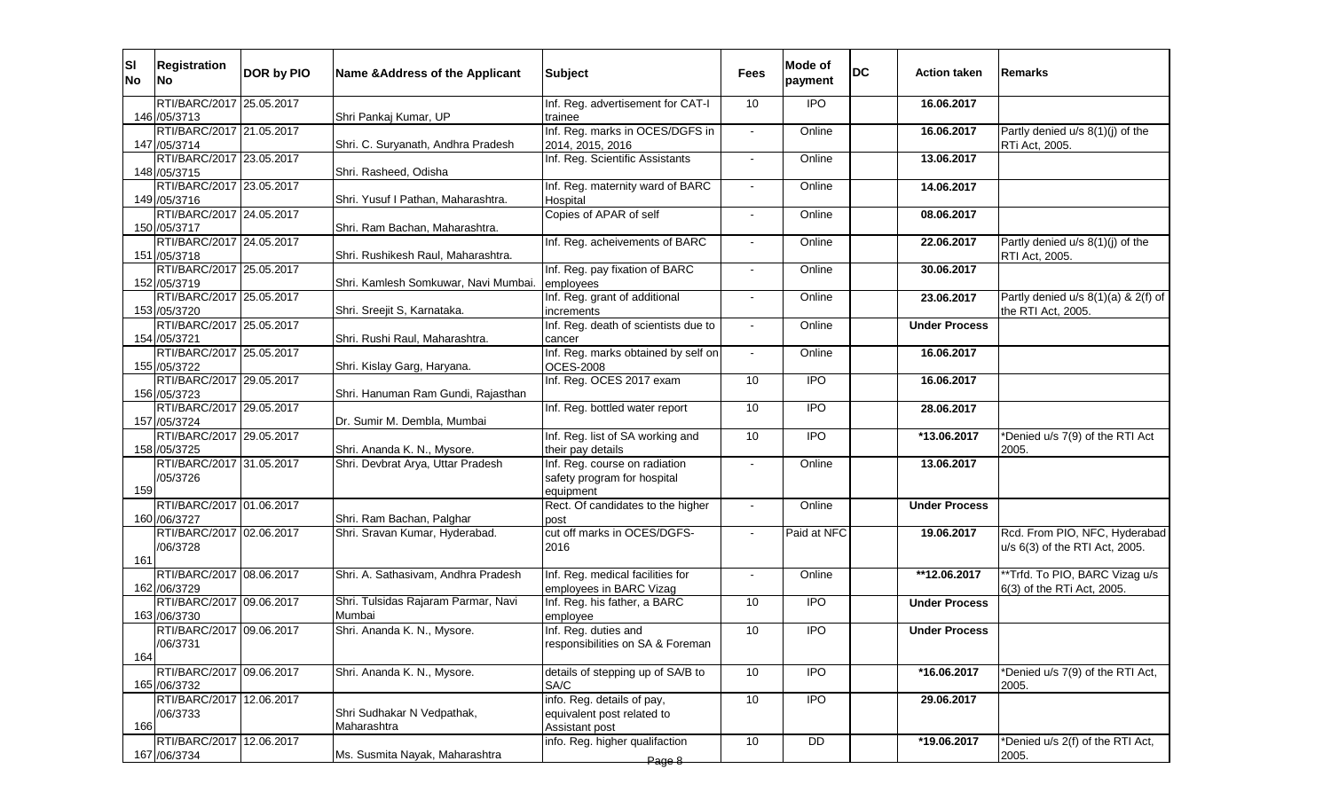| Sl No | Registration No | DOR by PIO | Name &Address of the Applicant | Subject | Fees | Mode of payment | DC | Action taken | Remarks |
|---|---|---|---|---|---|---|---|---|---|
| 146 | RTI/BARC/2017/05/3713 | 25.05.2017 | Shri Pankaj Kumar, UP | Inf. Reg. advertisement for CAT-I trainee | 10 | IPO | | 16.06.2017 | |
| 147 | RTI/BARC/2017/05/3714 | 21.05.2017 | Shri. C. Suryanath, Andhra Pradesh | Inf. Reg. marks in OCES/DGFS in 2014, 2015, 2016 | - | Online | | 16.06.2017 | Partly denied u/s 8(1)(j) of the RTi Act, 2005. |
| 148 | RTI/BARC/2017/05/3715 | 23.05.2017 | Shri. Rasheed, Odisha | Inf. Reg. Scientific Assistants | - | Online | | 13.06.2017 | |
| 149 | RTI/BARC/2017/05/3716 | 23.05.2017 | Shri. Yusuf I Pathan, Maharashtra. | Inf. Reg. maternity ward of BARC Hospital | - | Online | | 14.06.2017 | |
| 150 | RTI/BARC/2017/05/3717 | 24.05.2017 | Shri. Ram Bachan, Maharashtra. | Copies of APAR of self | - | Online | | 08.06.2017 | |
| 151 | RTI/BARC/2017/05/3718 | 24.05.2017 | Shri. Rushikesh Raul, Maharashtra. | Inf. Reg. acheivements of BARC | - | Online | | 22.06.2017 | Partly denied u/s 8(1)(j) of the RTI Act, 2005. |
| 152 | RTI/BARC/2017/05/3719 | 25.05.2017 | Shri. Kamlesh Somkuwar, Navi Mumbai. | Inf. Reg. pay fixation of BARC employees | - | Online | | 30.06.2017 | |
| 153 | RTI/BARC/2017/05/3720 | 25.05.2017 | Shri. Sreejit S, Karnataka. | Inf. Reg. grant of additional increments | - | Online | | 23.06.2017 | Partly denied u/s 8(1)(a) & 2(f) of the RTI Act, 2005. |
| 154 | RTI/BARC/2017/05/3721 | 25.05.2017 | Shri. Rushi Raul, Maharashtra. | Inf. Reg. death of scientists due to cancer | - | Online | | **Under Process** | |
| 155 | RTI/BARC/2017/05/3722 | 25.05.2017 | Shri. Kislay Garg, Haryana. | Inf. Reg. marks obtained by self on OCES-2008 | - | Online | | 16.06.2017 | |
| 156 | RTI/BARC/2017/05/3723 | 29.05.2017 | Shri. Hanuman Ram Gundi, Rajasthan | Inf. Reg. OCES 2017 exam | 10 | IPO | | 16.06.2017 | |
| 157 | RTI/BARC/2017/05/3724 | 29.05.2017 | Dr. Sumir M. Dembla, Mumbai | Inf. Reg. bottled water report | 10 | IPO | | 28.06.2017 | |
| 158 | RTI/BARC/2017/05/3725 | 29.05.2017 | Shri. Ananda K. N., Mysore. | Inf. Reg. list of SA working and their pay details | 10 | IPO | | *13.06.2017 | *Denied u/s 7(9) of the RTI Act 2005. |
| 159 | RTI/BARC/2017/05/3726 | 31.05.2017 | Shri. Devbrat Arya, Uttar Pradesh | Inf. Reg. course on radiation safety program for hospital equipment | - | Online | | 13.06.2017 | |
| 160 | RTI/BARC/2017/06/3727 | 01.06.2017 | Shri. Ram Bachan, Palghar | Rect. Of candidates to the higher post | - | Online | | **Under Process** | |
| 161 | RTI/BARC/2017/06/3728 | 02.06.2017 | Shri. Sravan Kumar, Hyderabad. | cut off marks in OCES/DGFS-2016 | - | Paid at NFC | | 19.06.2017 | Rcd. From PIO, NFC, Hyderabad u/s 6(3) of the RTI Act, 2005. |
| 162 | RTI/BARC/2017/06/3729 | 08.06.2017 | Shri. A. Sathasivam, Andhra Pradesh | Inf. Reg. medical facilities for employees in BARC Vizag | - | Online | | **12.06.2017 | **Trfd. To PIO, BARC Vizag u/s 6(3) of the RTi Act, 2005. |
| 163 | RTI/BARC/2017/06/3730 | 09.06.2017 | Shri. Tulsidas Rajaram Parmar, Navi Mumbai | Inf. Reg. his father, a BARC employee | 10 | IPO | | **Under Process** | |
| 164 | RTI/BARC/2017/06/3731 | 09.06.2017 | Shri. Ananda K. N., Mysore. | Inf. Reg. duties and responsibilities on SA & Foreman | 10 | IPO | | **Under Process** | |
| 165 | RTI/BARC/2017/06/3732 | 09.06.2017 | Shri. Ananda K. N., Mysore. | details of stepping up of SA/B to SA/C | 10 | IPO | | *16.06.2017 | *Denied u/s 7(9) of the RTI Act, 2005. |
| 166 | RTI/BARC/2017/06/3733 | 12.06.2017 | Shri Sudhakar N Vedpathak, Maharashtra | info. Reg. details of pay, equivalent post related to Assistant post | 10 | IPO | | 29.06.2017 | |
| 167 | RTI/BARC/2017/06/3734 | 12.06.2017 | Ms. Susmita Nayak, Maharashtra | info. Reg. higher qualifaction | 10 | DD | | *19.06.2017 | *Denied u/s 2(f) of the RTI Act, 2005. |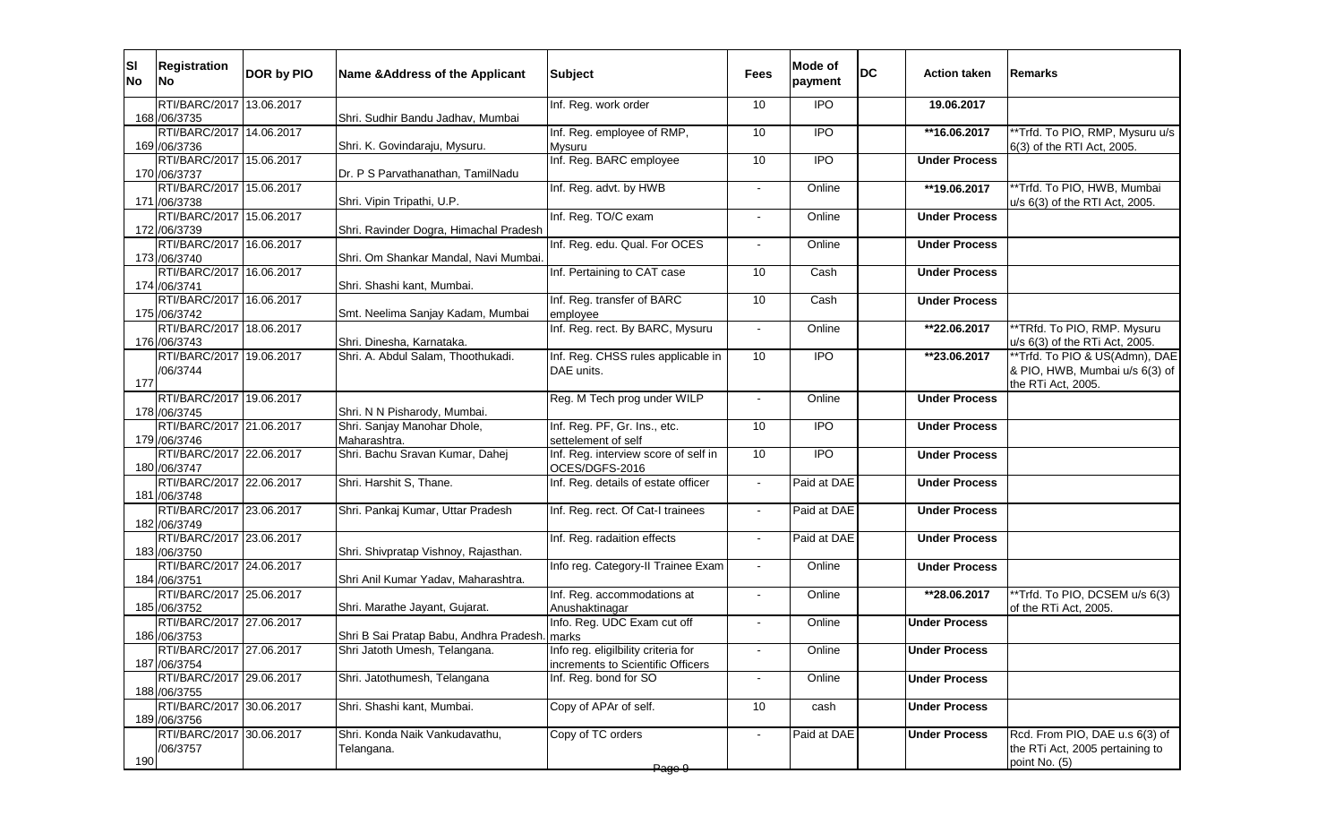| Sl No | Registration No | DOR by PIO | Name &Address of the Applicant | Subject | Fees | Mode of payment | DC | Action taken | Remarks |
|---|---|---|---|---|---|---|---|---|---|
| 168 | RTI/BARC/2017 /06/3735 | 13.06.2017 | Shri. Sudhir Bandu Jadhav, Mumbai | Inf. Reg. work order | 10 | IPO | | 19.06.2017 | |
| 169 | RTI/BARC/2017 /06/3736 | 14.06.2017 | Shri. K. Govindaraju, Mysuru. | Inf. Reg. employee of RMP, Mysuru | 10 | IPO | | **16.06.2017 | **Trfd. To PIO, RMP, Mysuru u/s 6(3) of the RTI Act, 2005. |
| 170 | RTI/BARC/2017 /06/3737 | 15.06.2017 | Dr. P S Parvathanathan, TamilNadu | Inf. Reg. BARC employee | 10 | IPO | | Under Process | |
| 171 | RTI/BARC/2017 /06/3738 | 15.06.2017 | Shri. Vipin Tripathi, U.P. | Inf. Reg. advt. by HWB | - | Online | | **19.06.2017 | **Trfd. To PIO, HWB, Mumbai u/s 6(3) of the RTI Act, 2005. |
| 172 | RTI/BARC/2017 /06/3739 | 15.06.2017 | Shri. Ravinder Dogra, Himachal Pradesh | Inf. Reg. TO/C exam | - | Online | | Under Process | |
| 173 | RTI/BARC/2017 /06/3740 | 16.06.2017 | Shri. Om Shankar Mandal, Navi Mumbai. | Inf. Reg. edu. Qual. For OCES | - | Online | | Under Process | |
| 174 | RTI/BARC/2017 /06/3741 | 16.06.2017 | Shri. Shashi kant, Mumbai. | Inf. Pertaining to CAT case | 10 | Cash | | Under Process | |
| 175 | RTI/BARC/2017 /06/3742 | 16.06.2017 | Smt. Neelima Sanjay Kadam, Mumbai | Inf. Reg. transfer of BARC employee | 10 | Cash | | Under Process | |
| 176 | RTI/BARC/2017 /06/3743 | 18.06.2017 | Shri. Dinesha, Karnataka. | Inf. Reg. rect. By BARC, Mysuru | - | Online | | **22.06.2017 | **TRfd. To PIO, RMP. Mysuru u/s 6(3) of the RTi Act, 2005. |
| 177 | RTI/BARC/2017 /06/3744 | 19.06.2017 | Shri. A. Abdul Salam, Thoothukadi. | Inf. Reg. CHSS rules applicable in DAE units. | 10 | IPO | | **23.06.2017 | **Trfd. To PIO & US(Admn), DAE & PIO, HWB, Mumbai u/s 6(3) of the RTi Act, 2005. |
| 178 | RTI/BARC/2017 /06/3745 | 19.06.2017 | Shri. N N Pisharody, Mumbai. | Reg. M Tech prog under WILP | - | Online | | Under Process | |
| 179 | RTI/BARC/2017 /06/3746 | 21.06.2017 | Shri. Sanjay Manohar Dhole, Maharashtra. | Inf. Reg. PF, Gr. Ins., etc. settelement of self | 10 | IPO | | Under Process | |
| 180 | RTI/BARC/2017 /06/3747 | 22.06.2017 | Shri. Bachu Sravan Kumar, Dahej | Inf. Reg. interview score of self in OCES/DGFS-2016 | 10 | IPO | | Under Process | |
| 181 | RTI/BARC/2017 /06/3748 | 22.06.2017 | Shri. Harshit S, Thane. | Inf. Reg. details of estate officer | - | Paid at DAE | | Under Process | |
| 182 | RTI/BARC/2017 /06/3749 | 23.06.2017 | Shri. Pankaj Kumar, Uttar Pradesh | Inf. Reg. rect. Of Cat-I trainees | - | Paid at DAE | | Under Process | |
| 183 | RTI/BARC/2017 /06/3750 | 23.06.2017 | Shri. Shivpratap Vishnoy, Rajasthan. | Inf. Reg. radaition effects | - | Paid at DAE | | Under Process | |
| 184 | RTI/BARC/2017 /06/3751 | 24.06.2017 | Shri Anil Kumar Yadav, Maharashtra. | Info reg. Category-II Trainee Exam | - | Online | | Under Process | |
| 185 | RTI/BARC/2017 /06/3752 | 25.06.2017 | Shri. Marathe Jayant, Gujarat. | Inf. Reg. accommodations at Anushaktinagar | - | Online | | **28.06.2017 | **Trfd. To PIO, DCSEM u/s 6(3) of the RTi Act, 2005. |
| 186 | RTI/BARC/2017 /06/3753 | 27.06.2017 | Shri B Sai Pratap Babu, Andhra Pradesh. | Info. Reg. UDC Exam cut off marks | - | Online | | Under Process | |
| 187 | RTI/BARC/2017 /06/3754 | 27.06.2017 | Shri Jatoth Umesh, Telangana. | Info reg. eligilbility criteria for increments to Scientific Officers | - | Online | | Under Process | |
| 188 | RTI/BARC/2017 /06/3755 | 29.06.2017 | Shri. Jatothumesh, Telangana | Inf. Reg. bond for SO | - | Online | | Under Process | |
| 189 | RTI/BARC/2017 /06/3756 | 30.06.2017 | Shri. Shashi kant, Mumbai. | Copy of APAr of self. | 10 | cash | | Under Process | |
| 190 | RTI/BARC/2017 /06/3757 | 30.06.2017 | Shri. Konda Naik Vankudavathu, Telangana. | Copy of TC orders | - | Paid at DAE | | Under Process | Rcd. From PIO, DAE u.s 6(3) of the RTi Act, 2005 pertaining to point No. (5) |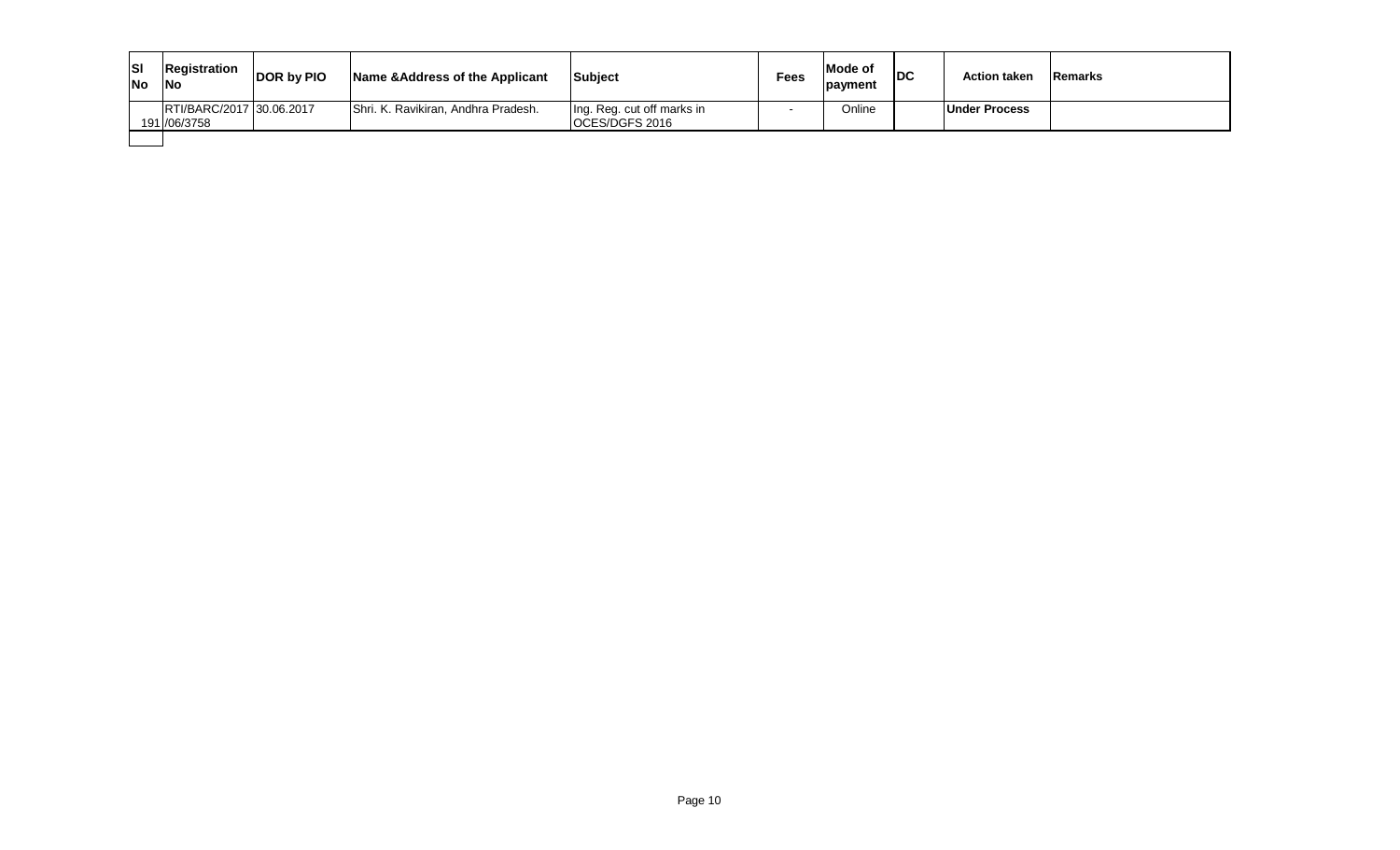| Sl No | Registration No | DOR by PIO | Name &Address of the Applicant | Subject | Fees | Mode of payment | DC | Action taken | Remarks |
|---|---|---|---|---|---|---|---|---|---|
| 191 | RTI/BARC/2017 /06/3758 | 30.06.2017 | Shri. K. Ravikiran, Andhra Pradesh. | Ing. Reg. cut off marks in OCES/DGFS 2016 | - | Online | | **Under Process** | |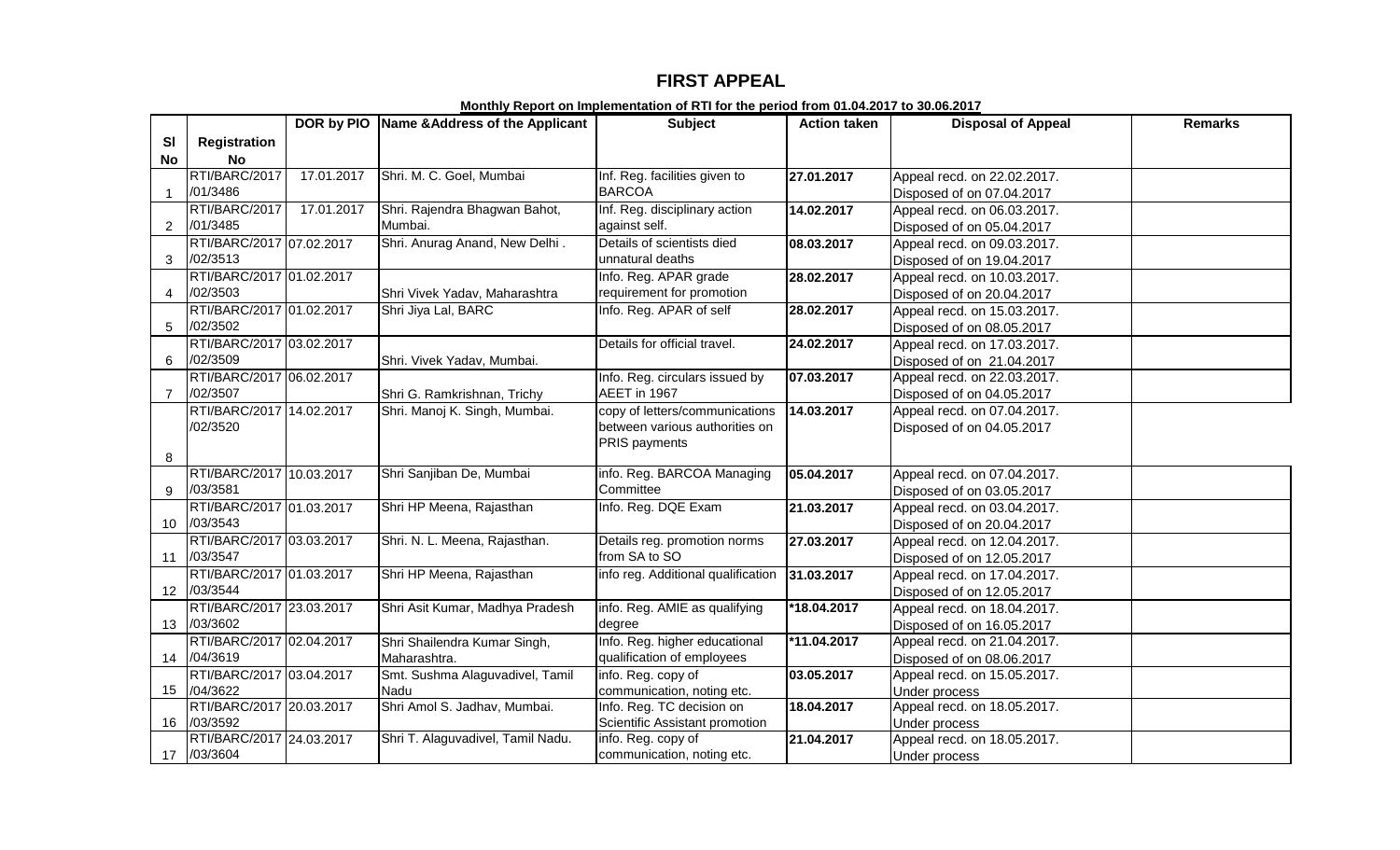# FIRST APPEAL

**Monthly Report on Implementation of RTI for the period from 01.04.2017 to 30.06.2017**

| Sl No | Registration No | DOR by PIO | Name &Address of the Applicant | Subject | Action taken | Disposal of Appeal | Remarks |
|---|---|---|---|---|---|---|---|
| 1 | RTI/BARC/2017 /01/3486 | 17.01.2017 | Shri. M. C. Goel, Mumbai | Inf. Reg. facilities given to BARCOA | **27.01.2017** | Appeal recd. on 22.02.2017. Disposed of on 07.04.2017 | |
| 2 | RTI/BARC/2017 /01/3485 | 17.01.2017 | Shri. Rajendra Bhagwan Bahot, Mumbai. | Inf. Reg. disciplinary action against self. | **14.02.2017** | Appeal recd. on 06.03.2017. Disposed of on 05.04.2017 | |
| 3 | RTI/BARC/2017 /02/3513 | 07.02.2017 | Shri. Anurag Anand, New Delhi . | Details of scientists died unnatural deaths | **08.03.2017** | Appeal recd. on 09.03.2017. Disposed of on 19.04.2017 | |
| 4 | RTI/BARC/2017 /02/3503 | 01.02.2017 | Shri Vivek Yadav, Maharashtra | Info. Reg. APAR grade requirement for promotion | **28.02.2017** | Appeal recd. on 10.03.2017. Disposed of on 20.04.2017 | |
| 5 | RTI/BARC/2017 /02/3502 | 01.02.2017 | Shri Jiya Lal, BARC | Info. Reg. APAR of self | **28.02.2017** | Appeal recd. on 15.03.2017. Disposed of on 08.05.2017 | |
| 6 | RTI/BARC/2017 /02/3509 | 03.02.2017 | Shri. Vivek Yadav, Mumbai. | Details for official travel. | **24.02.2017** | Appeal recd. on 17.03.2017. Disposed of on 21.04.2017 | |
| 7 | RTI/BARC/2017 /02/3507 | 06.02.2017 | Shri G. Ramkrishnan, Trichy | Info. Reg. circulars issued by AEET in 1967 | **07.03.2017** | Appeal recd. on 22.03.2017. Disposed of on 04.05.2017 | |
| 8 | RTI/BARC/2017 /02/3520 | 14.02.2017 | Shri. Manoj K. Singh, Mumbai. | copy of letters/communications between various authorities on PRIS payments | **14.03.2017** | Appeal recd. on 07.04.2017. Disposed of on 04.05.2017 | |
| 9 | RTI/BARC/2017 /03/3581 | 10.03.2017 | Shri Sanjiban De, Mumbai | info. Reg. BARCOA Managing Committee | **05.04.2017** | Appeal recd. on 07.04.2017. Disposed of on 03.05.2017 | |
| 10 | RTI/BARC/2017 /03/3543 | 01.03.2017 | Shri HP Meena, Rajasthan | Info. Reg. DQE Exam | **21.03.2017** | Appeal recd. on 03.04.2017. Disposed of on 20.04.2017 | |
| 11 | RTI/BARC/2017 /03/3547 | 03.03.2017 | Shri. N. L. Meena, Rajasthan. | Details reg. promotion norms from SA to SO | **27.03.2017** | Appeal recd. on 12.04.2017. Disposed of on 12.05.2017 | |
| 12 | RTI/BARC/2017 /03/3544 | 01.03.2017 | Shri HP Meena, Rajasthan | info reg. Additional qualification | **31.03.2017** | Appeal recd. on 17.04.2017. Disposed of on 12.05.2017 | |
| 13 | RTI/BARC/2017 /03/3602 | 23.03.2017 | Shri Asit Kumar, Madhya Pradesh | info. Reg. AMIE as qualifying degree | ***18.04.2017** | Appeal recd. on 18.04.2017. Disposed of on 16.05.2017 | |
| 14 | RTI/BARC/2017 /04/3619 | 02.04.2017 | Shri Shailendra Kumar Singh, Maharashtra. | Info. Reg. higher educational qualification of employees | ***11.04.2017** | Appeal recd. on 21.04.2017. Disposed of on 08.06.2017 | |
| 15 | RTI/BARC/2017 /04/3622 | 03.04.2017 | Smt. Sushma Alaguvadivel, Tamil Nadu | info. Reg. copy of communication, noting etc. | **03.05.2017** | Appeal recd. on 15.05.2017. Under process | |
| 16 | RTI/BARC/2017 /03/3592 | 20.03.2017 | Shri Amol S. Jadhav, Mumbai. | Info. Reg. TC decision on Scientific Assistant promotion | **18.04.2017** | Appeal recd. on 18.05.2017. Under process | |
| 17 | RTI/BARC/2017 /03/3604 | 24.03.2017 | Shri T. Alaguvadivel, Tamil Nadu. | info. Reg. copy of communication, noting etc. | **21.04.2017** | Appeal recd. on 18.05.2017. Under process | |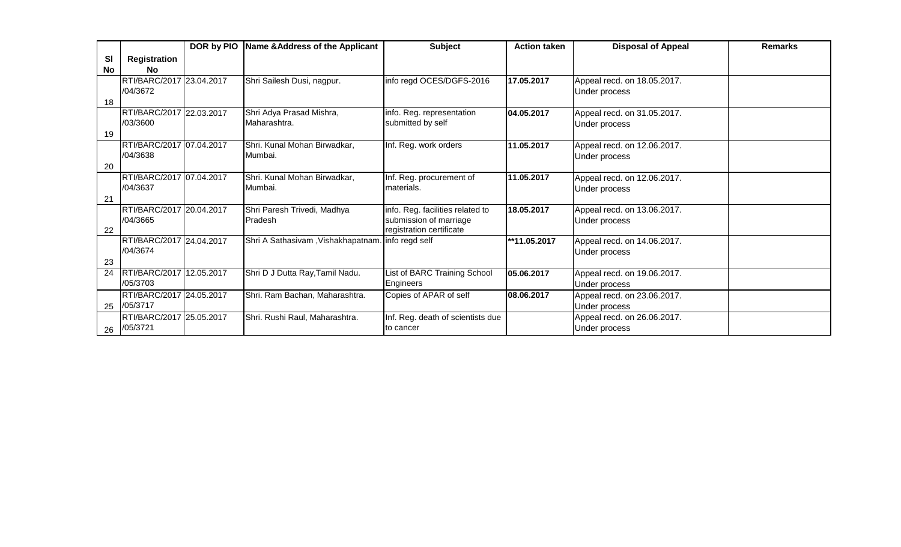| Sl No | Registration No | DOR by PIO | Name &Address of the Applicant | Subject | Action taken | Disposal of Appeal | Remarks |
|---|---|---|---|---|---|---|---|
| 18 | RTI/BARC/2017 /04/3672 | 23.04.2017 | Shri Sailesh Dusi, nagpur. | info regd OCES/DGFS-2016 | **17.05.2017** | Appeal recd. on 18.05.2017. Under process | |
| 19 | RTI/BARC/2017 /03/3600 | 22.03.2017 | Shri Adya Prasad Mishra, Maharashtra. | info. Reg. representation submitted by self | **04.05.2017** | Appeal recd. on 31.05.2017. Under process | |
| 20 | RTI/BARC/2017 /04/3638 | 07.04.2017 | Shri. Kunal Mohan Birwadkar, Mumbai. | Inf. Reg. work orders | **11.05.2017** | Appeal recd. on 12.06.2017. Under process | |
| 21 | RTI/BARC/2017 /04/3637 | 07.04.2017 | Shri. Kunal Mohan Birwadkar, Mumbai. | Inf. Reg. procurement of materials. | **11.05.2017** | Appeal recd. on 12.06.2017. Under process | |
| 22 | RTI/BARC/2017 /04/3665 | 20.04.2017 | Shri Paresh Trivedi, Madhya Pradesh | info. Reg. facilities related to submission of marriage registration certificate | **18.05.2017** | Appeal recd. on 13.06.2017. Under process | |
| 23 | RTI/BARC/2017 /04/3674 | 24.04.2017 | Shri A Sathasivam ,Vishakhapatnam. | info regd self | **\*\*11.05.2017** | Appeal recd. on 14.06.2017. Under process | |
| 24 | RTI/BARC/2017 /05/3703 | 12.05.2017 | Shri D J Dutta Ray,Tamil Nadu. | List of BARC Training School Engineers | **05.06.2017** | Appeal recd. on 19.06.2017. Under process | |
| 25 | RTI/BARC/2017 /05/3717 | 24.05.2017 | Shri. Ram Bachan, Maharashtra. | Copies of APAR of self | **08.06.2017** | Appeal recd. on 23.06.2017. Under process | |
| 26 | RTI/BARC/2017 /05/3721 | 25.05.2017 | Shri. Rushi Raul, Maharashtra. | Inf. Reg. death of scientists due to cancer | | Appeal recd. on 26.06.2017. Under process | |